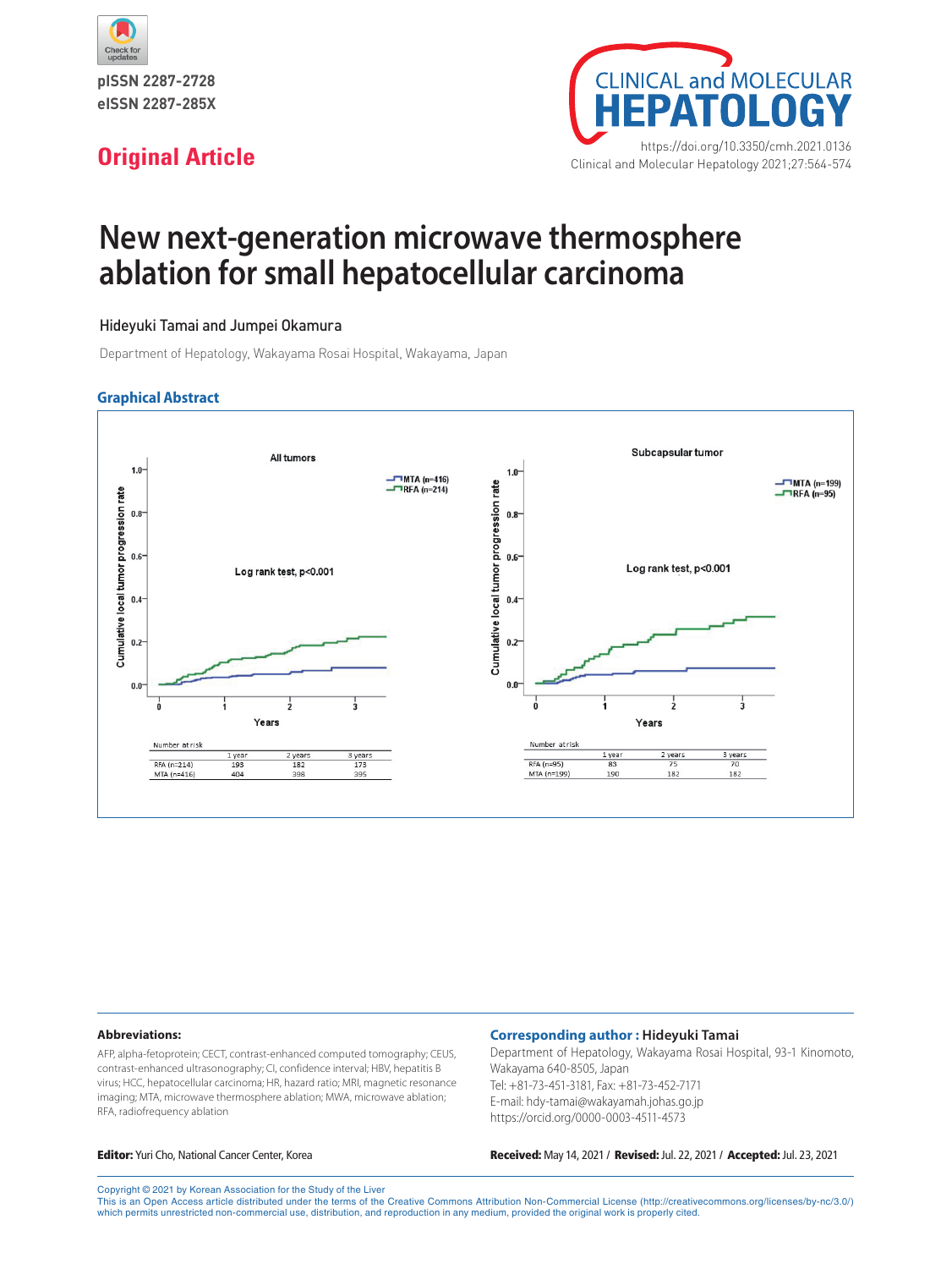pISSN 2287-2728
eISSN 2287-285X

**Original Article**

https://doi.org/10.3350/cmh.2021.0136

# New next-generation microwave thermosphere ablation for small hepatocellular carcinoma

Hideyuki Tamai and Jumpei Okamura

Department of Hepatology, Wakayama Rosai Hospital, Wakayama, Japan

## Graphical Abstract

All tumors

Cumulative local tumor progression rate

1.0
0.8
0.6
0.4
0.2
0.0

MTA (n=416)
RFA (n=214)

Log rank test, p<0.001

0 1 2 3

Years

Number at risk

1 year 2 years 3 years
RFA (n=214) 193 182 173
MTA (n=416) 404 398 395

Subcapsular tumor

Cumulative local tumor progression rate

1.0
0.8
0.6
0.4
0.2
0.0

MTA (n=199)
RFA (n=95)

Log rank test, p<0.001

0 1 2 3

Years

Number at risk

1 year 2 years 3 years
RFA (n=95) 83 75 70
MTA (n=199) 190 182 182

**Abbreviations:**

AFP, alpha-fetoprotein; CECT, contrast-enhanced computed tomography; CEUS, contrast-enhanced ultrasonography; CI, confidence interval; HBV, hepatitis B virus; HCC, hepatocellular carcinoma; HR, hazard ratio; MRI, magnetic resonance imaging; MTA, microwave thermosphere ablation; MWA, microwave ablation; RFA, radiofrequency ablation

**Corresponding author : Hideyuki Tamai**

Department of Hepatology, Wakayama Rosai Hospital, 93-1 Kinomoto, Wakayama 640-8505, Japan
Tel: +81-73-451-3181, Fax: +81-73-452-7171
E-mail: hdy-tamai@wakayamah.johas.go.jp
https://orcid.org/0000-0003-4511-4573

**Editor:** Yuri Cho, National Cancer Center, Korea

**Received:** May 14, 2021 / **Revised:** Jul. 22, 2021 / **Accepted:** Jul. 23, 2021

Copyright © 2021 by Korean Association for the Study of the Liver
This is an Open Access article distributed under the terms of the Creative Commons Attribution Non-Commercial License (http://creativecommons.org/licenses/by-nc/3.0/) which permits unrestricted non-commercial use, distribution, and reproduction in any medium, provided the original work is properly cited.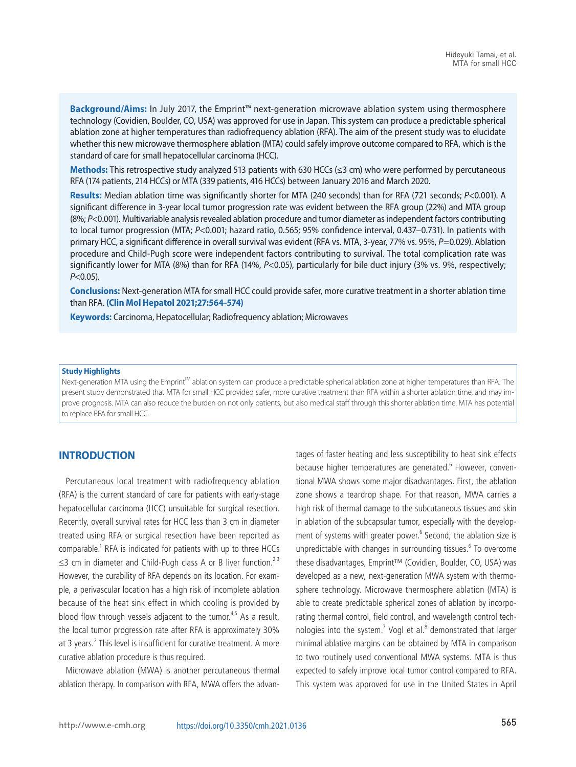**Background/Aims:** In July 2017, the Emprint™ next-generation microwave ablation system using thermosphere technology (Covidien, Boulder, CO, USA) was approved for use in Japan. This system can produce a predictable spherical ablation zone at higher temperatures than radiofrequency ablation (RFA). The aim of the present study was to elucidate whether this new microwave thermosphere ablation (MTA) could safely improve outcome compared to RFA, which is the standard of care for small hepatocellular carcinoma (HCC).

**Methods:** This retrospective study analyzed 513 patients with 630 HCCs (≤3 cm) who were performed by percutaneous RFA (174 patients, 214 HCCs) or MTA (339 patients, 416 HCCs) between January 2016 and March 2020.

**Results:** Median ablation time was significantly shorter for MTA (240 seconds) than for RFA (721 seconds; $P<0.001$). A significant difference in 3-year local tumor progression rate was evident between the RFA group (22%) and MTA group (8%; $P<0.001$). Multivariable analysis revealed ablation procedure and tumor diameter as independent factors contributing to local tumor progression (MTA; $P<0.001$; hazard ratio, 0.565; 95% confidence interval, 0.437–0.731). In patients with primary HCC, a significant difference in overall survival was evident (RFA vs. MTA, 3-year, 77% vs. 95%, $P=0.029$). Ablation procedure and Child-Pugh score were independent factors contributing to survival. The total complication rate was significantly lower for MTA (8%) than for RFA (14%, $P<0.05$), particularly for bile duct injury (3% vs. 9%, respectively; $P<0.05$).

**Conclusions:** Next-generation MTA for small HCC could provide safer, more curative treatment in a shorter ablation time than RFA. **(Clin Mol Hepatol 2021;27:564-574)**

**Keywords:** Carcinoma, Hepatocellular; Radiofrequency ablation; Microwaves

**Study Highlights**

Next-generation MTA using the Emprint™ ablation system can produce a predictable spherical ablation zone at higher temperatures than RFA. The present study demonstrated that MTA for small HCC provided safer, more curative treatment than RFA within a shorter ablation time, and may improve prognosis. MTA can also reduce the burden on not only patients, but also medical staff through this shorter ablation time. MTA has potential to replace RFA for small HCC.

## INTRODUCTION

Percutaneous local treatment with radiofrequency ablation (RFA) is the current standard of care for patients with early-stage hepatocellular carcinoma (HCC) unsuitable for surgical resection. Recently, overall survival rates for HCC less than 3 cm in diameter treated using RFA or surgical resection have been reported as comparable.[1] RFA is indicated for patients with up to three HCCs ≤3 cm in diameter and Child-Pugh class A or B liver function.[2,3] However, the curability of RFA depends on its location. For example, a perivascular location has a high risk of incomplete ablation because of the heat sink effect in which cooling is provided by blood flow through vessels adjacent to the tumor.[4,5] As a result, the local tumor progression rate after RFA is approximately 30% at 3 years.[2] This level is insufficient for curative treatment. A more curative ablation procedure is thus required.

Microwave ablation (MWA) is another percutaneous thermal ablation therapy. In comparison with RFA, MWA offers the advantages of faster heating and less susceptibility to heat sink effects because higher temperatures are generated.[6] However, conventional MWA shows some major disadvantages. First, the ablation zone shows a teardrop shape. For that reason, MWA carries a high risk of thermal damage to the subcutaneous tissues and skin in ablation of the subcapsular tumor, especially with the development of systems with greater power.[6] Second, the ablation size is unpredictable with changes in surrounding tissues.[6] To overcome these disadvantages, Emprint™ (Covidien, Boulder, CO, USA) was developed as a new, next-generation MWA system with thermosphere technology. Microwave thermosphere ablation (MTA) is able to create predictable spherical zones of ablation by incorporating thermal control, field control, and wavelength control technologies into the system.[7] Vogl et al.[8] demonstrated that larger minimal ablative margins can be obtained by MTA in comparison to two routinely used conventional MWA systems. MTA is thus expected to safely improve local tumor control compared to RFA. This system was approved for use in the United States in April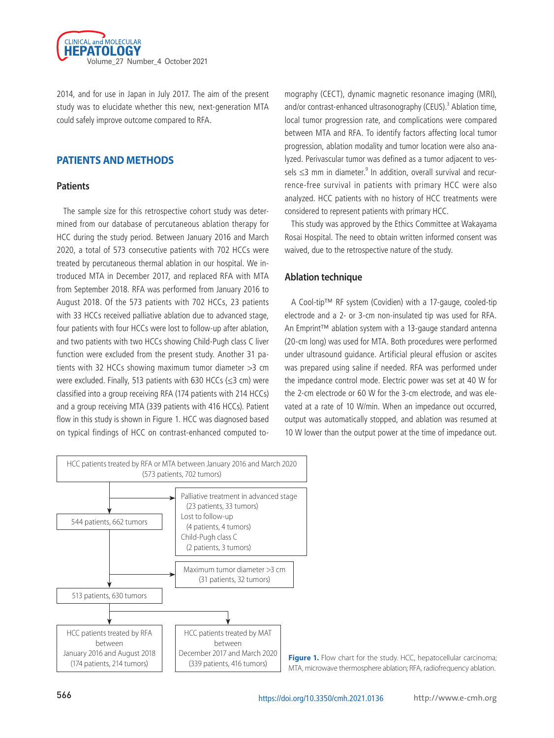2014, and for use in Japan in July 2017. The aim of the present study was to elucidate whether this new, next-generation MTA could safely improve outcome compared to RFA.

## PATIENTS AND METHODS

### Patients

The sample size for this retrospective cohort study was determined from our database of percutaneous ablation therapy for HCC during the study period. Between January 2016 and March 2020, a total of 573 consecutive patients with 702 HCCs were treated by percutaneous thermal ablation in our hospital. We introduced MTA in December 2017, and replaced RFA with MTA from September 2018. RFA was performed from January 2016 to August 2018. Of the 573 patients with 702 HCCs, 23 patients with 33 HCCs received palliative ablation due to advanced stage, four patients with four HCCs were lost to follow-up after ablation, and two patients with two HCCs showing Child-Pugh class C liver function were excluded from the present study. Another 31 patients with 32 HCCs showing maximum tumor diameter >3 cm were excluded. Finally, 513 patients with 630 HCCs (≤3 cm) were classified into a group receiving RFA (174 patients with 214 HCCs) and a group receiving MTA (339 patients with 416 HCCs). Patient flow in this study is shown in Figure 1. HCC was diagnosed based on typical findings of HCC on contrast-enhanced computed tomography (CECT), dynamic magnetic resonance imaging (MRI), and/or contrast-enhanced ultrasonography (CEUS).[3] Ablation time, local tumor progression rate, and complications were compared between MTA and RFA. To identify factors affecting local tumor progression, ablation modality and tumor location were also analyzed. Perivascular tumor was defined as a tumor adjacent to vessels ≤3 mm in diameter.[9] In addition, overall survival and recurrence-free survival in patients with primary HCC were also analyzed. HCC patients with no history of HCC treatments were considered to represent patients with primary HCC.

This study was approved by the Ethics Committee at Wakayama Rosai Hospital. The need to obtain written informed consent was waived, due to the retrospective nature of the study.

### Ablation technique

A Cool-tip™ RF system (Covidien) with a 17-gauge, cooled-tip electrode and a 2- or 3-cm non-insulated tip was used for RFA. An Emprint™ ablation system with a 13-gauge standard antenna (20-cm long) was used for MTA. Both procedures were performed under ultrasound guidance. Artificial pleural effusion or ascites was prepared using saline if needed. RFA was performed under the impedance control mode. Electric power was set at 40 W for the 2-cm electrode or 60 W for the 3-cm electrode, and was elevated at a rate of 10 W/min. When an impedance out occurred, output was automatically stopped, and ablation was resumed at 10 W lower than the output power at the time of impedance out.

HCC patients treated by RFA or MTA between January 2016 and March 2020 (573 patients, 702 tumors)

Palliative treatment in advanced stage (23 patients, 33 tumors)
Lost to follow-up (4 patients, 4 tumors)
Child-Pugh class C (2 patients, 3 tumors)

544 patients, 662 tumors

Maximum tumor diameter >3 cm (31 patients, 32 tumors)

513 patients, 630 tumors

HCC patients treated by RFA between January 2016 and August 2018 (174 patients, 214 tumors)

HCC patients treated by MAT between December 2017 and March 2020 (339 patients, 416 tumors)

**Figure 1.** Flow chart for the study. HCC, hepatocellular carcinoma; MTA, microwave thermosphere ablation; RFA, radiofrequency ablation.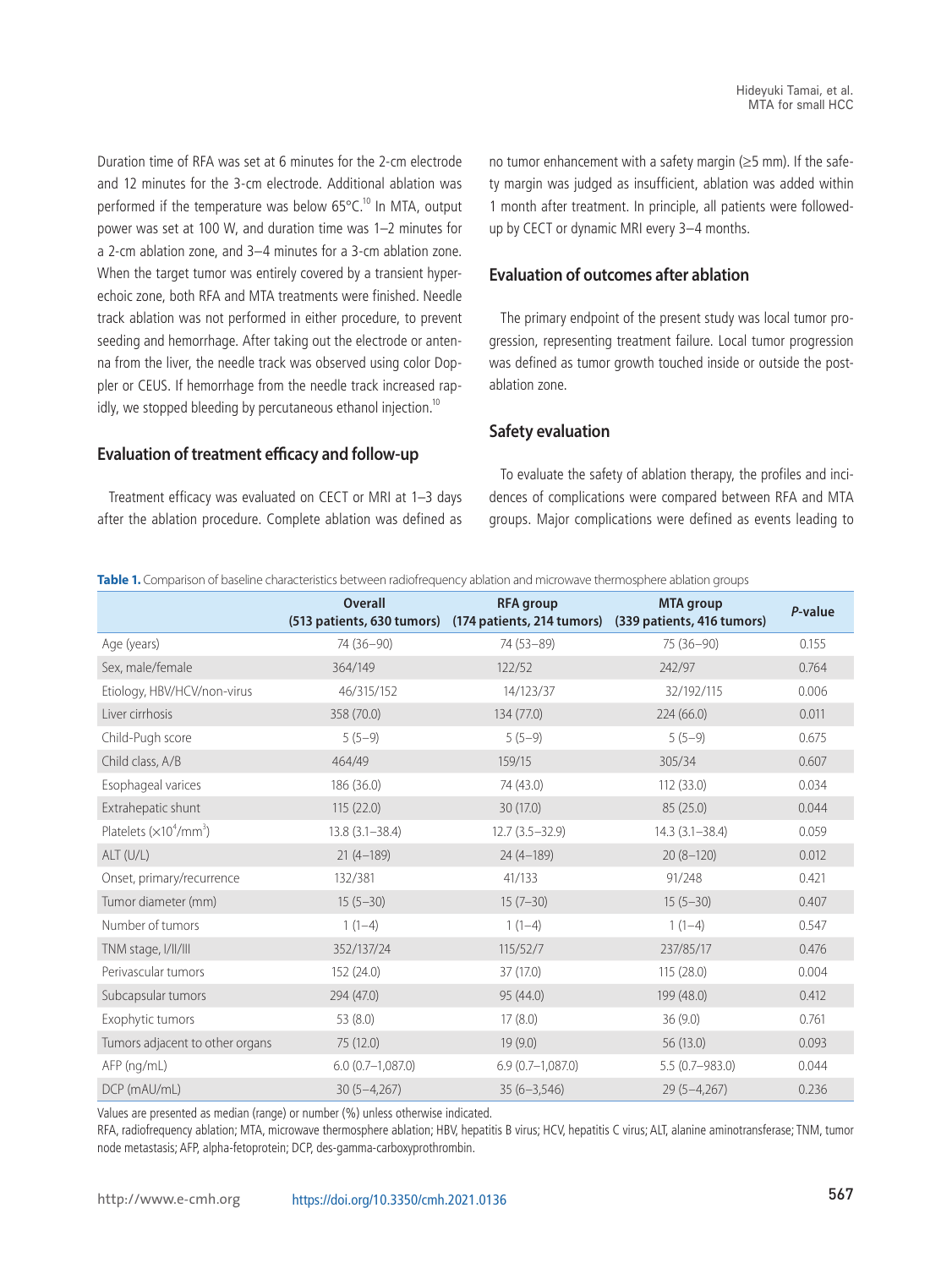Duration time of RFA was set at 6 minutes for the 2-cm electrode and 12 minutes for the 3-cm electrode. Additional ablation was performed if the temperature was below 65°C.[10] In MTA, output power was set at 100 W, and duration time was 1–2 minutes for a 2-cm ablation zone, and 3–4 minutes for a 3-cm ablation zone. When the target tumor was entirely covered by a transient hyperechoic zone, both RFA and MTA treatments were finished. Needle track ablation was not performed in either procedure, to prevent seeding and hemorrhage. After taking out the electrode or antenna from the liver, the needle track was observed using color Doppler or CEUS. If hemorrhage from the needle track increased rapidly, we stopped bleeding by percutaneous ethanol injection.[10]

### Evaluation of treatment efficacy and follow-up

Treatment efficacy was evaluated on CECT or MRI at 1–3 days after the ablation procedure. Complete ablation was defined as no tumor enhancement with a safety margin (≥5 mm). If the safety margin was judged as insufficient, ablation was added within 1 month after treatment. In principle, all patients were followed-up by CECT or dynamic MRI every 3–4 months.

### Evaluation of outcomes after ablation

The primary endpoint of the present study was local tumor progression, representing treatment failure. Local tumor progression was defined as tumor growth touched inside or outside the post-ablation zone.

### Safety evaluation

To evaluate the safety of ablation therapy, the profiles and incidences of complications were compared between RFA and MTA groups. Major complications were defined as events leading to

**Table 1.** Comparison of baseline characteristics between radiofrequency ablation and microwave thermosphere ablation groups

| | Overall (513 patients, 630 tumors) | RFA group (174 patients, 214 tumors) | MTA group (339 patients, 416 tumors) | *P*-value |
|---|---|---|---|---|
| Age (years) | 74 (36–90) | 74 (53–89) | 75 (36–90) | 0.155 |
| Sex, male/female | 364/149 | 122/52 | 242/97 | 0.764 |
| Etiology, HBV/HCV/non-virus | 46/315/152 | 14/123/37 | 32/192/115 | 0.006 |
| Liver cirrhosis | 358 (70.0) | 134 (77.0) | 224 (66.0) | 0.011 |
| Child-Pugh score | 5 (5–9) | 5 (5–9) | 5 (5–9) | 0.675 |
| Child class, A/B | 464/49 | 159/15 | 305/34 | 0.607 |
| Esophageal varices | 186 (36.0) | 74 (43.0) | 112 (33.0) | 0.034 |
| Extrahepatic shunt | 115 (22.0) | 30 (17.0) | 85 (25.0) | 0.044 |
| Platelets ($\times 10^4$/mm$^3$) | 13.8 (3.1–38.4) | 12.7 (3.5–32.9) | 14.3 (3.1–38.4) | 0.059 |
| ALT (U/L) | 21 (4–189) | 24 (4–189) | 20 (8–120) | 0.012 |
| Onset, primary/recurrence | 132/381 | 41/133 | 91/248 | 0.421 |
| Tumor diameter (mm) | 15 (5–30) | 15 (7–30) | 15 (5–30) | 0.407 |
| Number of tumors | 1 (1–4) | 1 (1–4) | 1 (1–4) | 0.547 |
| TNM stage, I/II/III | 352/137/24 | 115/52/7 | 237/85/17 | 0.476 |
| Perivascular tumors | 152 (24.0) | 37 (17.0) | 115 (28.0) | 0.004 |
| Subcapsular tumors | 294 (47.0) | 95 (44.0) | 199 (48.0) | 0.412 |
| Exophytic tumors | 53 (8.0) | 17 (8.0) | 36 (9.0) | 0.761 |
| Tumors adjacent to other organs | 75 (12.0) | 19 (9.0) | 56 (13.0) | 0.093 |
| AFP (ng/mL) | 6.0 (0.7–1,087.0) | 6.9 (0.7–1,087.0) | 5.5 (0.7–983.0) | 0.044 |
| DCP (mAU/mL) | 30 (5–4,267) | 35 (6–3,546) | 29 (5–4,267) | 0.236 |

Values are presented as median (range) or number (%) unless otherwise indicated.

RFA, radiofrequency ablation; MTA, microwave thermosphere ablation; HBV, hepatitis B virus; HCV, hepatitis C virus; ALT, alanine aminotransferase; TNM, tumor node metastasis; AFP, alpha-fetoprotein; DCP, des-gamma-carboxyprothrombin.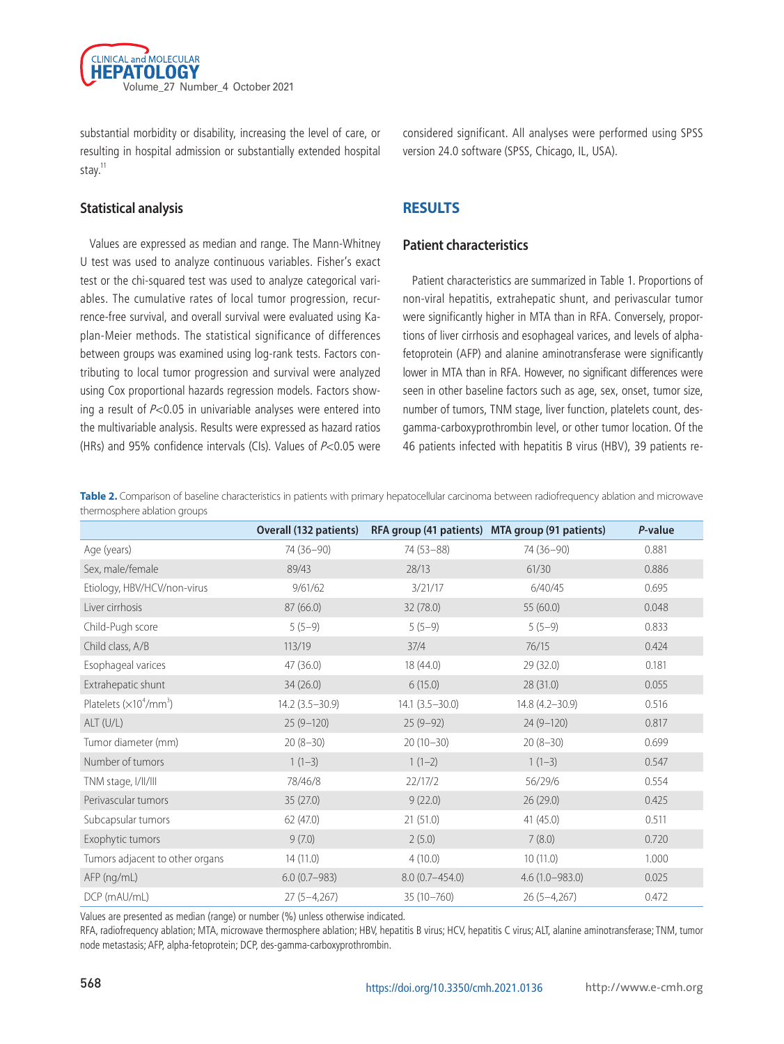substantial morbidity or disability, increasing the level of care, or resulting in hospital admission or substantially extended hospital stay.[11]

### Statistical analysis

Values are expressed as median and range. The Mann-Whitney U test was used to analyze continuous variables. Fisher's exact test or the chi-squared test was used to analyze categorical variables. The cumulative rates of local tumor progression, recurrence-free survival, and overall survival were evaluated using Kaplan-Meier methods. The statistical significance of differences between groups was examined using log-rank tests. Factors contributing to local tumor progression and survival were analyzed using Cox proportional hazards regression models. Factors showing a result of $P<0.05$ in univariable analyses were entered into the multivariable analysis. Results were expressed as hazard ratios (HRs) and 95% confidence intervals (CIs). Values of $P<0.05$ were considered significant. All analyses were performed using SPSS version 24.0 software (SPSS, Chicago, IL, USA).

## RESULTS

### Patient characteristics

Patient characteristics are summarized in Table 1. Proportions of non-viral hepatitis, extrahepatic shunt, and perivascular tumor were significantly higher in MTA than in RFA. Conversely, proportions of liver cirrhosis and esophageal varices, and levels of alpha-fetoprotein (AFP) and alanine aminotransferase were significantly lower in MTA than in RFA. However, no significant differences were seen in other baseline factors such as age, sex, onset, tumor size, number of tumors, TNM stage, liver function, platelets count, des-gamma-carboxyprothrombin level, or other tumor location. Of the 46 patients infected with hepatitis B virus (HBV), 39 patients re-

**Table 2.** Comparison of baseline characteristics in patients with primary hepatocellular carcinoma between radiofrequency ablation and microwave thermosphere ablation groups

| | Overall (132 patients) | RFA group (41 patients) | MTA group (91 patients) | *P*-value |
|---|---|---|---|---|
| Age (years) | 74 (36–90) | 74 (53–88) | 74 (36–90) | 0.881 |
| Sex, male/female | 89/43 | 28/13 | 61/30 | 0.886 |
| Etiology, HBV/HCV/non-virus | 9/61/62 | 3/21/17 | 6/40/45 | 0.695 |
| Liver cirrhosis | 87 (66.0) | 32 (78.0) | 55 (60.0) | 0.048 |
| Child-Pugh score | 5 (5–9) | 5 (5–9) | 5 (5–9) | 0.833 |
| Child class, A/B | 113/19 | 37/4 | 76/15 | 0.424 |
| Esophageal varices | 47 (36.0) | 18 (44.0) | 29 (32.0) | 0.181 |
| Extrahepatic shunt | 34 (26.0) | 6 (15.0) | 28 (31.0) | 0.055 |
| Platelets ($\times10^4$/mm$^3$) | 14.2 (3.5–30.9) | 14.1 (3.5–30.0) | 14.8 (4.2–30.9) | 0.516 |
| ALT (U/L) | 25 (9–120) | 25 (9–92) | 24 (9–120) | 0.817 |
| Tumor diameter (mm) | 20 (8–30) | 20 (10–30) | 20 (8–30) | 0.699 |
| Number of tumors | 1 (1–3) | 1 (1–2) | 1 (1–3) | 0.547 |
| TNM stage, I/II/III | 78/46/8 | 22/17/2 | 56/29/6 | 0.554 |
| Perivascular tumors | 35 (27.0) | 9 (22.0) | 26 (29.0) | 0.425 |
| Subcapsular tumors | 62 (47.0) | 21 (51.0) | 41 (45.0) | 0.511 |
| Exophytic tumors | 9 (7.0) | 2 (5.0) | 7 (8.0) | 0.720 |
| Tumors adjacent to other organs | 14 (11.0) | 4 (10.0) | 10 (11.0) | 1.000 |
| AFP (ng/mL) | 6.0 (0.7–983) | 8.0 (0.7–454.0) | 4.6 (1.0–983.0) | 0.025 |
| DCP (mAU/mL) | 27 (5–4,267) | 35 (10–760) | 26 (5–4,267) | 0.472 |

Values are presented as median (range) or number (%) unless otherwise indicated.

RFA, radiofrequency ablation; MTA, microwave thermosphere ablation; HBV, hepatitis B virus; HCV, hepatitis C virus; ALT, alanine aminotransferase; TNM, tumor node metastasis; AFP, alpha-fetoprotein; DCP, des-gamma-carboxyprothrombin.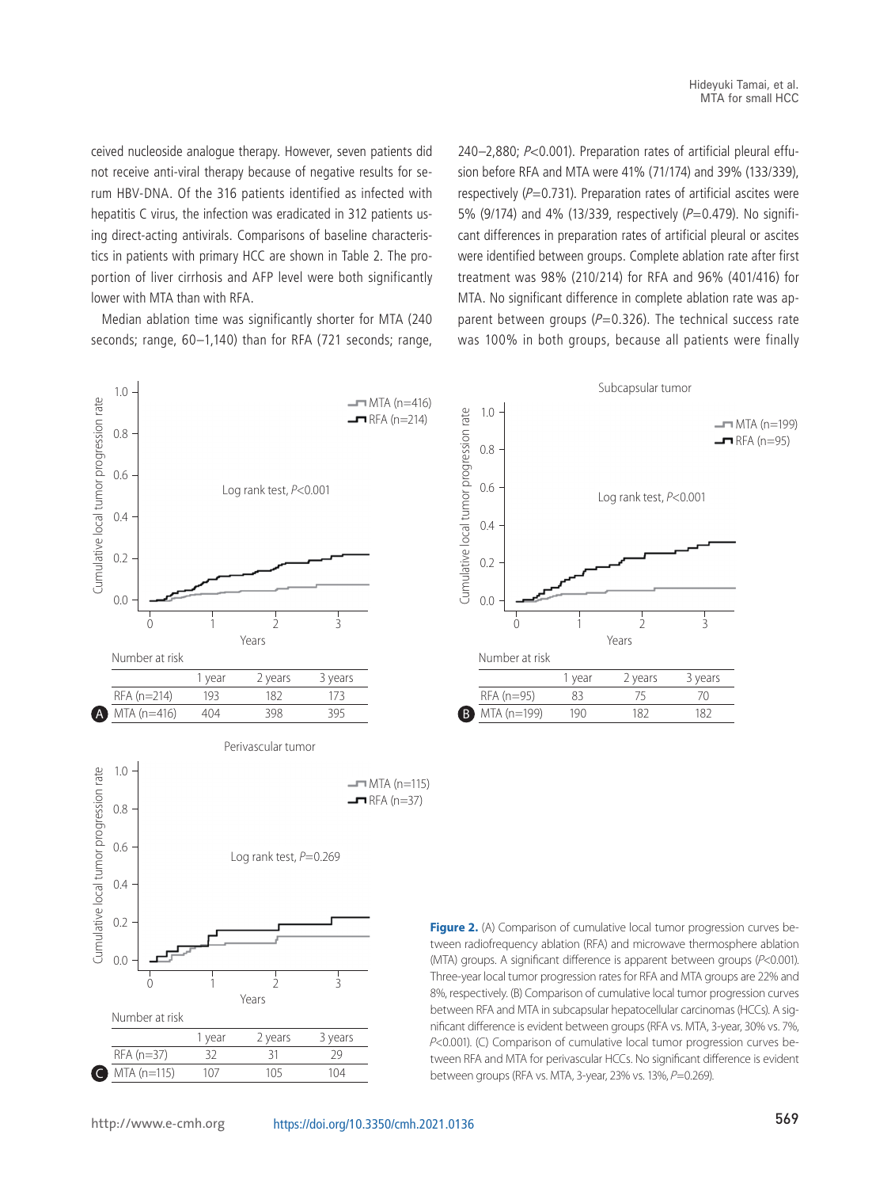ceived nucleoside analogue therapy. However, seven patients did not receive anti-viral therapy because of negative results for serum HBV-DNA. Of the 316 patients identified as infected with hepatitis C virus, the infection was eradicated in 312 patients using direct-acting antivirals. Comparisons of baseline characteristics in patients with primary HCC are shown in Table 2. The proportion of liver cirrhosis and AFP level were both significantly lower with MTA than with RFA.

Median ablation time was significantly shorter for MTA (240 seconds; range, 60–1,140) than for RFA (721 seconds; range, 240–2,880; *P*<0.001). Preparation rates of artificial pleural effusion before RFA and MTA were 41% (71/174) and 39% (133/339), respectively (*P*=0.731). Preparation rates of artificial ascites were 5% (9/174) and 4% (13/339, respectively (*P*=0.479). No significant differences in preparation rates of artificial pleural or ascites were identified between groups. Complete ablation rate after first treatment was 98% (210/214) for RFA and 96% (401/416) for MTA. No significant difference in complete ablation rate was apparent between groups (*P*=0.326). The technical success rate was 100% in both groups, because all patients were finally

A

Cumulative local tumor progression rate
1.0
0.8
0.6
0.4
0.2
0.0
MTA (n=416)
RFA (n=214)
Log rank test, *P*<0.001
0
1
2
3
Years

Number at risk

| | 1 year | 2 years | 3 years |
|---|---|---|---|
| RFA (n=214) | 193 | 182 | 173 |
| MTA (n=416) | 404 | 398 | 395 |

B

Subcapsular tumor
Cumulative local tumor progression rate
1.0
0.8
0.6
0.4
0.2
0.0
MTA (n=199)
RFA (n=95)
Log rank test, *P*<0.001
0
1
2
3
Years

Number at risk

| | 1 year | 2 years | 3 years |
|---|---|---|---|
| RFA (n=95) | 83 | 75 | 70 |
| MTA (n=199) | 190 | 182 | 182 |

C

Perivascular tumor
Cumulative local tumor progression rate
1.0
0.8
0.6
0.4
0.2
0.0
MTA (n=115)
RFA (n=37)
Log rank test, *P*=0.269
0
1
2
3
Years

Number at risk

| | 1 year | 2 years | 3 years |
|---|---|---|---|
| RFA (n=37) | 32 | 31 | 29 |
| MTA (n=115) | 107 | 105 | 104 |

**Figure 2.** (A) Comparison of cumulative local tumor progression curves between radiofrequency ablation (RFA) and microwave thermosphere ablation (MTA) groups. A significant difference is apparent between groups (*P*<0.001). Three-year local tumor progression rates for RFA and MTA groups are 22% and 8%, respectively. (B) Comparison of cumulative local tumor progression curves between RFA and MTA in subcapsular hepatocellular carcinomas (HCCs). A significant difference is evident between groups (RFA vs. MTA, 3-year, 30% vs. 7%, *P*<0.001). (C) Comparison of cumulative local tumor progression curves between RFA and MTA for perivascular HCCs. No significant difference is evident between groups (RFA vs. MTA, 3-year, 23% vs. 13%, *P*=0.269).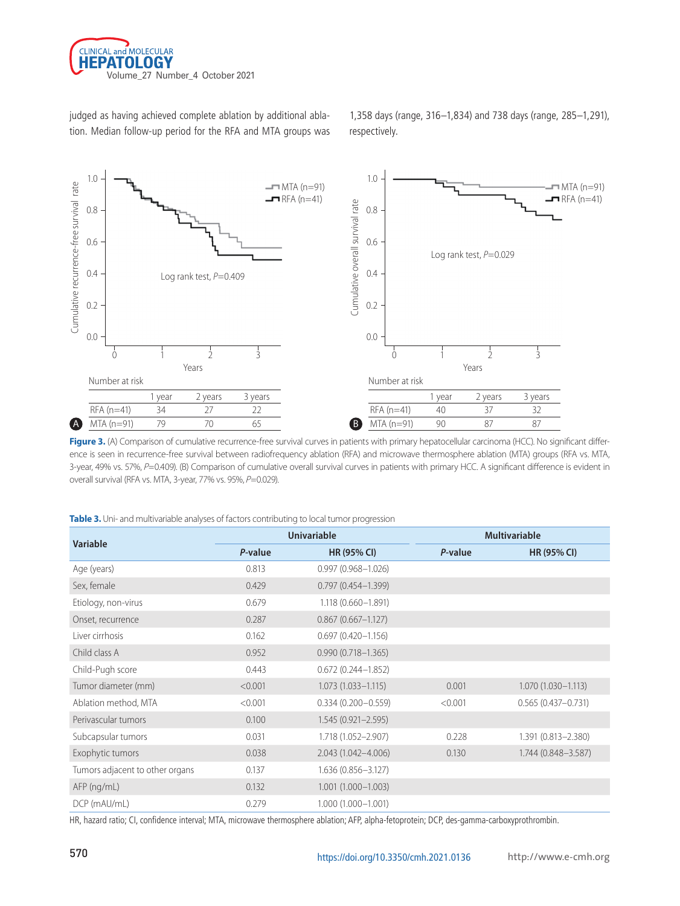judged as having achieved complete ablation by additional ablation. Median follow-up period for the RFA and MTA groups was 1,358 days (range, 316–1,834) and 738 days (range, 285–1,291), respectively.

A

Cumulative recurrence-free survival rate

1.0
0.8
0.6
0.4
0.2
0.0

MTA (n=91)
RFA (n=41)

Log rank test, $P$=0.409

0 1 2 3

Years

Number at risk

| | 1 year | 2 years | 3 years |
|---|---|---|---|
| RFA (n=41) | 34 | 27 | 22 |
| MTA (n=91) | 79 | 70 | 65 |

B

Cumulative overall survival rate

1.0
0.8
0.6
0.4
0.2
0.0

MTA (n=91)
RFA (n=41)

Log rank test, $P$=0.029

0 1 2 3

Years

Number at risk

| | 1 year | 2 years | 3 years |
|---|---|---|---|
| RFA (n=41) | 40 | 37 | 32 |
| MTA (n=91) | 90 | 87 | 87 |

**Figure 3.** (A) Comparison of cumulative recurrence-free survival curves in patients with primary hepatocellular carcinoma (HCC). No significant difference is seen in recurrence-free survival between radiofrequency ablation (RFA) and microwave thermosphere ablation (MTA) groups (RFA vs. MTA, 3-year, 49% vs. 57%, $P$=0.409). (B) Comparison of cumulative overall survival curves in patients with primary HCC. A significant difference is evident in overall survival (RFA vs. MTA, 3-year, 77% vs. 95%, $P$=0.029).

**Table 3.** Uni- and multivariable analyses of factors contributing to local tumor progression

| Variable | Univariable | | Multivariable | |
|---|---|---|---|---|
| | *P*-value | HR (95% CI) | *P*-value | HR (95% CI) |
| Age (years) | 0.813 | 0.997 (0.968–1.026) | | |
| Sex, female | 0.429 | 0.797 (0.454–1.399) | | |
| Etiology, non-virus | 0.679 | 1.118 (0.660–1.891) | | |
| Onset, recurrence | 0.287 | 0.867 (0.667–1.127) | | |
| Liver cirrhosis | 0.162 | 0.697 (0.420–1.156) | | |
| Child class A | 0.952 | 0.990 (0.718–1.365) | | |
| Child-Pugh score | 0.443 | 0.672 (0.244–1.852) | | |
| Tumor diameter (mm) | <0.001 | 1.073 (1.033–1.115) | 0.001 | 1.070 (1.030–1.113) |
| Ablation method, MTA | <0.001 | 0.334 (0.200–0.559) | <0.001 | 0.565 (0.437–0.731) |
| Perivascular tumors | 0.100 | 1.545 (0.921–2.595) | | |
| Subcapsular tumors | 0.031 | 1.718 (1.052–2.907) | 0.228 | 1.391 (0.813–2.380) |
| Exophytic tumors | 0.038 | 2.043 (1.042–4.006) | 0.130 | 1.744 (0.848–3.587) |
| Tumors adjacent to other organs | 0.137 | 1.636 (0.856–3.127) | | |
| AFP (ng/mL) | 0.132 | 1.001 (1.000–1.003) | | |
| DCP (mAU/mL) | 0.279 | 1.000 (1.000–1.001) | | |

HR, hazard ratio; CI, confidence interval; MTA, microwave thermosphere ablation; AFP, alpha-fetoprotein; DCP, des-gamma-carboxyprothrombin.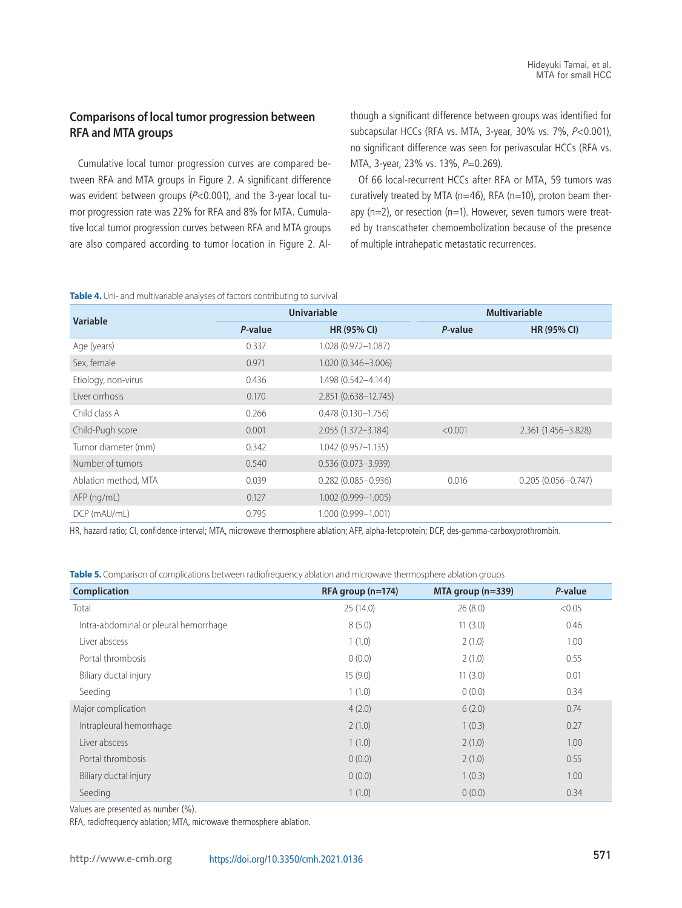## Comparisons of local tumor progression between RFA and MTA groups

Cumulative local tumor progression curves are compared between RFA and MTA groups in Figure 2. A significant difference was evident between groups (*P*<0.001), and the 3-year local tumor progression rate was 22% for RFA and 8% for MTA. Cumulative local tumor progression curves between RFA and MTA groups are also compared according to tumor location in Figure 2. Although a significant difference between groups was identified for subcapsular HCCs (RFA vs. MTA, 3-year, 30% vs. 7%, *P*<0.001), no significant difference was seen for perivascular HCCs (RFA vs. MTA, 3-year, 23% vs. 13%, *P*=0.269).

Of 66 local-recurrent HCCs after RFA or MTA, 59 tumors was curatively treated by MTA (n=46), RFA (n=10), proton beam therapy (n=2), or resection (n=1). However, seven tumors were treated by transcatheter chemoembolization because of the presence of multiple intrahepatic metastatic recurrences.

**Table 4.** Uni- and multivariable analyses of factors contributing to survival

| Variable | Univariable | | Multivariable | |
|---|---|---|---|---|
| | *P*-value | HR (95% CI) | *P*-value | HR (95% CI) |
| Age (years) | 0.337 | 1.028 (0.972–1.087) | | |
| Sex, female | 0.971 | 1.020 (0.346–3.006) | | |
| Etiology, non-virus | 0.436 | 1.498 (0.542–4.144) | | |
| Liver cirrhosis | 0.170 | 2.851 (0.638–12.745) | | |
| Child class A | 0.266 | 0.478 (0.130–1.756) | | |
| Child-Pugh score | 0.001 | 2.055 (1.372–3.184) | <0.001 | 2.361 (1.456–3.828) |
| Tumor diameter (mm) | 0.342 | 1.042 (0.957–1.135) | | |
| Number of tumors | 0.540 | 0.536 (0.073–3.939) | | |
| Ablation method, MTA | 0.039 | 0.282 (0.085–0.936) | 0.016 | 0.205 (0.056–0.747) |
| AFP (ng/mL) | 0.127 | 1.002 (0.999–1.005) | | |
| DCP (mAU/mL) | 0.795 | 1.000 (0.999–1.001) | | |

HR, hazard ratio; CI, confidence interval; MTA, microwave thermosphere ablation; AFP, alpha-fetoprotein; DCP, des-gamma-carboxyprothrombin.

**Table 5.** Comparison of complications between radiofrequency ablation and microwave thermosphere ablation groups

| Complication | RFA group (n=174) | MTA group (n=339) | *P*-value |
|---|---|---|---|
| Total | 25 (14.0) | 26 (8.0) | <0.05 |
| Intra-abdominal or pleural hemorrhage | 8 (5.0) | 11 (3.0) | 0.46 |
| Liver abscess | 1 (1.0) | 2 (1.0) | 1.00 |
| Portal thrombosis | 0 (0.0) | 2 (1.0) | 0.55 |
| Biliary ductal injury | 15 (9.0) | 11 (3.0) | 0.01 |
| Seeding | 1 (1.0) | 0 (0.0) | 0.34 |
| Major complication | 4 (2.0) | 6 (2.0) | 0.74 |
| Intrapleural hemorrhage | 2 (1.0) | 1 (0.3) | 0.27 |
| Liver abscess | 1 (1.0) | 2 (1.0) | 1.00 |
| Portal thrombosis | 0 (0.0) | 2 (1.0) | 0.55 |
| Biliary ductal injury | 0 (0.0) | 1 (0.3) | 1.00 |
| Seeding | 1 (1.0) | 0 (0.0) | 0.34 |

Values are presented as number (%).

RFA, radiofrequency ablation; MTA, microwave thermosphere ablation.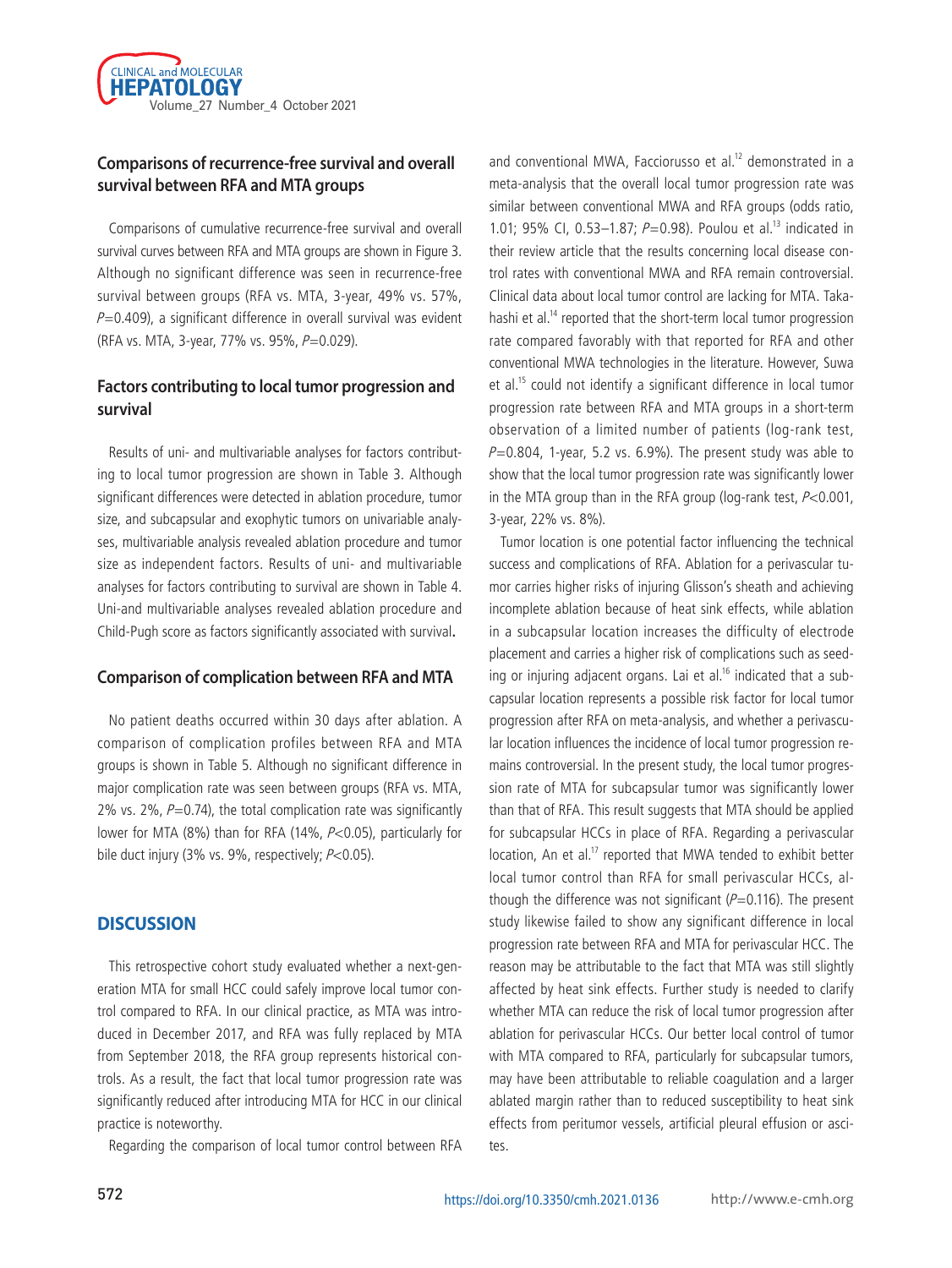### Comparisons of recurrence-free survival and overall survival between RFA and MTA groups

Comparisons of cumulative recurrence-free survival and overall survival curves between RFA and MTA groups are shown in Figure 3. Although no significant difference was seen in recurrence-free survival between groups (RFA vs. MTA, 3-year, 49% vs. 57%, $P$=0.409), a significant difference in overall survival was evident (RFA vs. MTA, 3-year, 77% vs. 95%, $P$=0.029).

### Factors contributing to local tumor progression and survival

Results of uni- and multivariable analyses for factors contributing to local tumor progression are shown in Table 3. Although significant differences were detected in ablation procedure, tumor size, and subcapsular and exophytic tumors on univariable analyses, multivariable analysis revealed ablation procedure and tumor size as independent factors. Results of uni- and multivariable analyses for factors contributing to survival are shown in Table 4. Uni-and multivariable analyses revealed ablation procedure and Child-Pugh score as factors significantly associated with survival.

### Comparison of complication between RFA and MTA

No patient deaths occurred within 30 days after ablation. A comparison of complication profiles between RFA and MTA groups is shown in Table 5. Although no significant difference in major complication rate was seen between groups (RFA vs. MTA, 2% vs. 2%, $P$=0.74), the total complication rate was significantly lower for MTA (8%) than for RFA (14%, $P$<0.05), particularly for bile duct injury (3% vs. 9%, respectively; $P$<0.05).

## DISCUSSION

This retrospective cohort study evaluated whether a next-generation MTA for small HCC could safely improve local tumor control compared to RFA. In our clinical practice, as MTA was introduced in December 2017, and RFA was fully replaced by MTA from September 2018, the RFA group represents historical controls. As a result, the fact that local tumor progression rate was significantly reduced after introducing MTA for HCC in our clinical practice is noteworthy.

Regarding the comparison of local tumor control between RFA and conventional MWA, Facciorusso et al.[12] demonstrated in a meta-analysis that the overall local tumor progression rate was similar between conventional MWA and RFA groups (odds ratio, 1.01; 95% CI, 0.53–1.87; $P$=0.98). Poulou et al.[13] indicated in their review article that the results concerning local disease control rates with conventional MWA and RFA remain controversial. Clinical data about local tumor control are lacking for MTA. Takahashi et al.[14] reported that the short-term local tumor progression rate compared favorably with that reported for RFA and other conventional MWA technologies in the literature. However, Suwa et al.[15] could not identify a significant difference in local tumor progression rate between RFA and MTA groups in a short-term observation of a limited number of patients (log-rank test, $P$=0.804, 1-year, 5.2 vs. 6.9%). The present study was able to show that the local tumor progression rate was significantly lower in the MTA group than in the RFA group (log-rank test, $P$<0.001, 3-year, 22% vs. 8%).

Tumor location is one potential factor influencing the technical success and complications of RFA. Ablation for a perivascular tumor carries higher risks of injuring Glisson's sheath and achieving incomplete ablation because of heat sink effects, while ablation in a subcapsular location increases the difficulty of electrode placement and carries a higher risk of complications such as seeding or injuring adjacent organs. Lai et al.[16] indicated that a subcapsular location represents a possible risk factor for local tumor progression after RFA on meta-analysis, and whether a perivascular location influences the incidence of local tumor progression remains controversial. In the present study, the local tumor progression rate of MTA for subcapsular tumor was significantly lower than that of RFA. This result suggests that MTA should be applied for subcapsular HCCs in place of RFA. Regarding a perivascular location, An et al.[17] reported that MWA tended to exhibit better local tumor control than RFA for small perivascular HCCs, although the difference was not significant ($P$=0.116). The present study likewise failed to show any significant difference in local progression rate between RFA and MTA for perivascular HCC. The reason may be attributable to the fact that MTA was still slightly affected by heat sink effects. Further study is needed to clarify whether MTA can reduce the risk of local tumor progression after ablation for perivascular HCCs. Our better local control of tumor with MTA compared to RFA, particularly for subcapsular tumors, may have been attributable to reliable coagulation and a larger ablated margin rather than to reduced susceptibility to heat sink effects from peritumor vessels, artificial pleural effusion or ascites.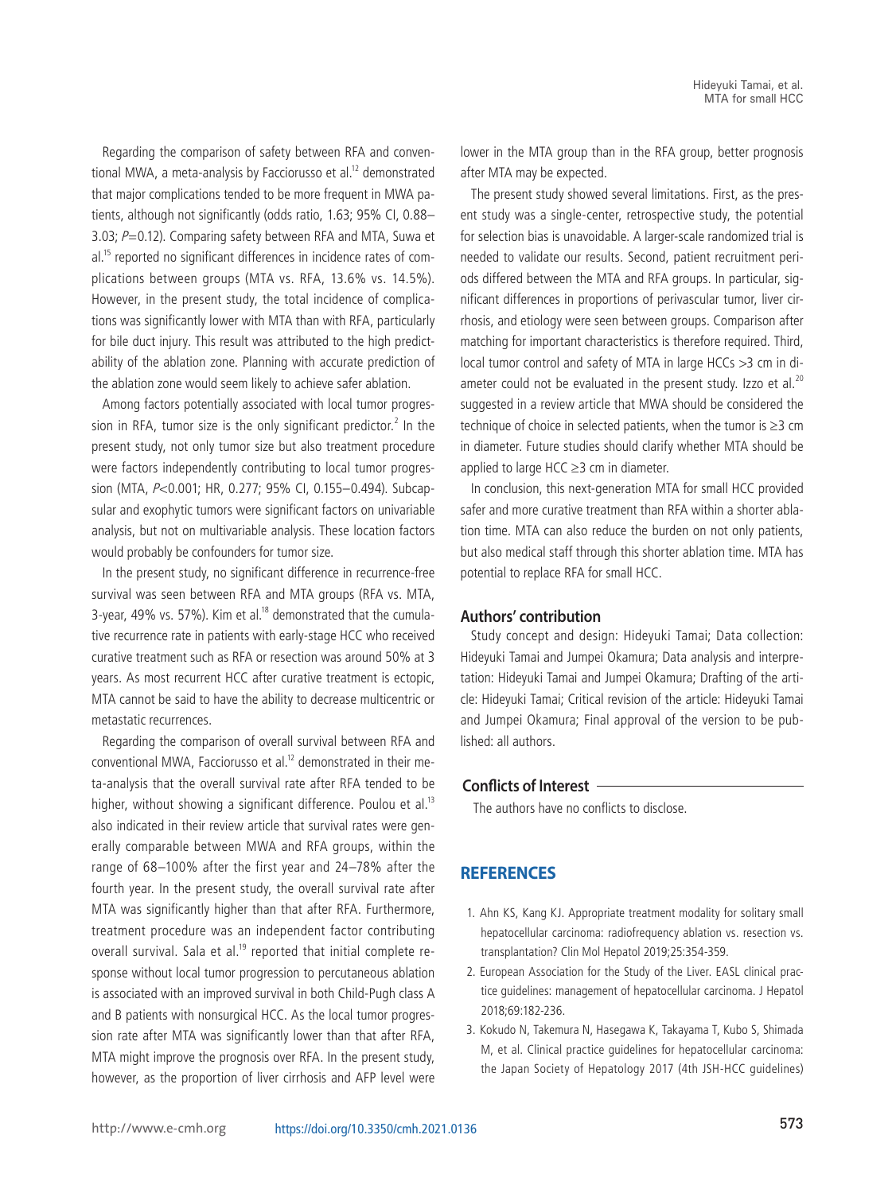Regarding the comparison of safety between RFA and conventional MWA, a meta-analysis by Facciorusso et al.[12] demonstrated that major complications tended to be more frequent in MWA patients, although not significantly (odds ratio, 1.63; 95% CI, 0.88–3.03; $P$=0.12). Comparing safety between RFA and MTA, Suwa et al.[15] reported no significant differences in incidence rates of complications between groups (MTA vs. RFA, 13.6% vs. 14.5%). However, in the present study, the total incidence of complications was significantly lower with MTA than with RFA, particularly for bile duct injury. This result was attributed to the high predictability of the ablation zone. Planning with accurate prediction of the ablation zone would seem likely to achieve safer ablation.

Among factors potentially associated with local tumor progression in RFA, tumor size is the only significant predictor.[2] In the present study, not only tumor size but also treatment procedure were factors independently contributing to local tumor progression (MTA, $P$<0.001; HR, 0.277; 95% CI, 0.155–0.494). Subcapsular and exophytic tumors were significant factors on univariable analysis, but not on multivariable analysis. These location factors would probably be confounders for tumor size.

In the present study, no significant difference in recurrence-free survival was seen between RFA and MTA groups (RFA vs. MTA, 3-year, 49% vs. 57%). Kim et al.[18] demonstrated that the cumulative recurrence rate in patients with early-stage HCC who received curative treatment such as RFA or resection was around 50% at 3 years. As most recurrent HCC after curative treatment is ectopic, MTA cannot be said to have the ability to decrease multicentric or metastatic recurrences.

Regarding the comparison of overall survival between RFA and conventional MWA, Facciorusso et al.[12] demonstrated in their meta-analysis that the overall survival rate after RFA tended to be higher, without showing a significant difference. Poulou et al.[13] also indicated in their review article that survival rates were generally comparable between MWA and RFA groups, within the range of 68–100% after the first year and 24–78% after the fourth year. In the present study, the overall survival rate after MTA was significantly higher than that after RFA. Furthermore, treatment procedure was an independent factor contributing overall survival. Sala et al.[19] reported that initial complete response without local tumor progression to percutaneous ablation is associated with an improved survival in both Child-Pugh class A and B patients with nonsurgical HCC. As the local tumor progression rate after MTA was significantly lower than that after RFA, MTA might improve the prognosis over RFA. In the present study, however, as the proportion of liver cirrhosis and AFP level were lower in the MTA group than in the RFA group, better prognosis after MTA may be expected.

The present study showed several limitations. First, as the present study was a single-center, retrospective study, the potential for selection bias is unavoidable. A larger-scale randomized trial is needed to validate our results. Second, patient recruitment periods differed between the MTA and RFA groups. In particular, significant differences in proportions of perivascular tumor, liver cirrhosis, and etiology were seen between groups. Comparison after matching for important characteristics is therefore required. Third, local tumor control and safety of MTA in large HCCs >3 cm in diameter could not be evaluated in the present study. Izzo et al.[20] suggested in a review article that MWA should be considered the technique of choice in selected patients, when the tumor is ≥3 cm in diameter. Future studies should clarify whether MTA should be applied to large HCC ≥3 cm in diameter.

In conclusion, this next-generation MTA for small HCC provided safer and more curative treatment than RFA within a shorter ablation time. MTA can also reduce the burden on not only patients, but also medical staff through this shorter ablation time. MTA has potential to replace RFA for small HCC.

### Authors' contribution

Study concept and design: Hideyuki Tamai; Data collection: Hideyuki Tamai and Jumpei Okamura; Data analysis and interpretation: Hideyuki Tamai and Jumpei Okamura; Drafting of the article: Hideyuki Tamai; Critical revision of the article: Hideyuki Tamai and Jumpei Okamura; Final approval of the version to be published: all authors.

### Conflicts of Interest

The authors have no conflicts to disclose.

## REFERENCES

1. Ahn KS, Kang KJ. Appropriate treatment modality for solitary small hepatocellular carcinoma: radiofrequency ablation vs. resection vs. transplantation? Clin Mol Hepatol 2019;25:354-359.
2. European Association for the Study of the Liver. EASL clinical practice guidelines: management of hepatocellular carcinoma. J Hepatol 2018;69:182-236.
3. Kokudo N, Takemura N, Hasegawa K, Takayama T, Kubo S, Shimada M, et al. Clinical practice guidelines for hepatocellular carcinoma: the Japan Society of Hepatology 2017 (4th JSH-HCC guidelines)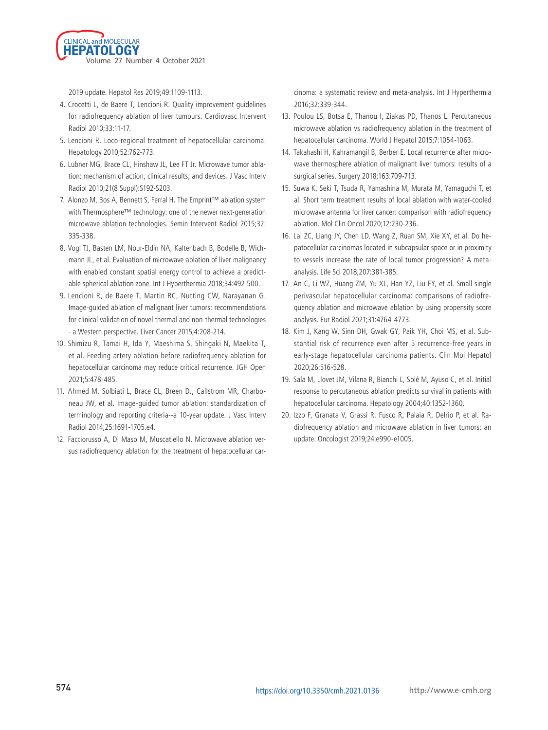2019 update. Hepatol Res 2019;49:1109-1113.

4. Crocetti L, de Baere T, Lencioni R. Quality improvement guidelines for radiofrequency ablation of liver tumours. Cardiovasc Intervent Radiol 2010;33:11-17.
5. Lencioni R. Loco-regional treatment of hepatocellular carcinoma. Hepatology 2010;52:762-773.
6. Lubner MG, Brace CL, Hinshaw JL, Lee FT Jr. Microwave tumor ablation: mechanism of action, clinical results, and devices. J Vasc Interv Radiol 2010;21(8 Suppl):S192-S203.
7. Alonzo M, Bos A, Bennett S, Ferral H. The Emprint™ ablation system with Thermosphere™ technology: one of the newer next-generation microwave ablation technologies. Semin Intervent Radiol 2015;32: 335-338.
8. Vogl TJ, Basten LM, Nour-Eldin NA, Kaltenbach B, Bodelle B, Wichmann JL, et al. Evaluation of microwave ablation of liver malignancy with enabled constant spatial energy control to achieve a predictable spherical ablation zone. Int J Hyperthermia 2018;34:492-500.
9. Lencioni R, de Baere T, Martin RC, Nutting CW, Narayanan G. Image-guided ablation of malignant liver tumors: recommendations for clinical validation of novel thermal and non-thermal technologies - a Western perspective. Liver Cancer 2015;4:208-214.
10. Shimizu R, Tamai H, Ida Y, Maeshima S, Shingaki N, Maekita T, et al. Feeding artery ablation before radiofrequency ablation for hepatocellular carcinoma may reduce critical recurrence. JGH Open 2021;5:478-485.
11. Ahmed M, Solbiati L, Brace CL, Breen DJ, Callstrom MR, Charboneau JW, et al. Image-guided tumor ablation: standardization of terminology and reporting criteria--a 10-year update. J Vasc Interv Radiol 2014;25:1691-1705.e4.
12. Facciorusso A, Di Maso M, Muscatiello N. Microwave ablation versus radiofrequency ablation for the treatment of hepatocellular carcinoma: a systematic review and meta-analysis. Int J Hyperthermia 2016;32:339-344.
13. Poulou LS, Botsa E, Thanou I, Ziakas PD, Thanos L. Percutaneous microwave ablation vs radiofrequency ablation in the treatment of hepatocellular carcinoma. World J Hepatol 2015;7:1054-1063.
14. Takahashi H, Kahramangil B, Berber E. Local recurrence after microwave thermosphere ablation of malignant liver tumors: results of a surgical series. Surgery 2018;163:709-713.
15. Suwa K, Seki T, Tsuda R, Yamashina M, Murata M, Yamaguchi T, et al. Short term treatment results of local ablation with water-cooled microwave antenna for liver cancer: comparison with radiofrequency ablation. Mol Clin Oncol 2020;12:230-236.
16. Lai ZC, Liang JY, Chen LD, Wang Z, Ruan SM, Xie XY, et al. Do hepatocellular carcinomas located in subcapsular space or in proximity to vessels increase the rate of local tumor progression? A meta-analysis. Life Sci 2018;207:381-385.
17. An C, Li WZ, Huang ZM, Yu XL, Han YZ, Liu FY, et al. Small single perivascular hepatocellular carcinoma: comparisons of radiofrequency ablation and microwave ablation by using propensity score analysis. Eur Radiol 2021;31:4764-4773.
18. Kim J, Kang W, Sinn DH, Gwak GY, Paik YH, Choi MS, et al. Substantial risk of recurrence even after 5 recurrence-free years in early-stage hepatocellular carcinoma patients. Clin Mol Hepatol 2020;26:516-528.
19. Sala M, Llovet JM, Vilana R, Bianchi L, Solé M, Ayuso C, et al. Initial response to percutaneous ablation predicts survival in patients with hepatocellular carcinoma. Hepatology 2004;40:1352-1360.
20. Izzo F, Granata V, Grassi R, Fusco R, Palaia R, Delrio P, et al. Radiofrequency ablation and microwave ablation in liver tumors: an update. Oncologist 2019;24:e990-e1005.